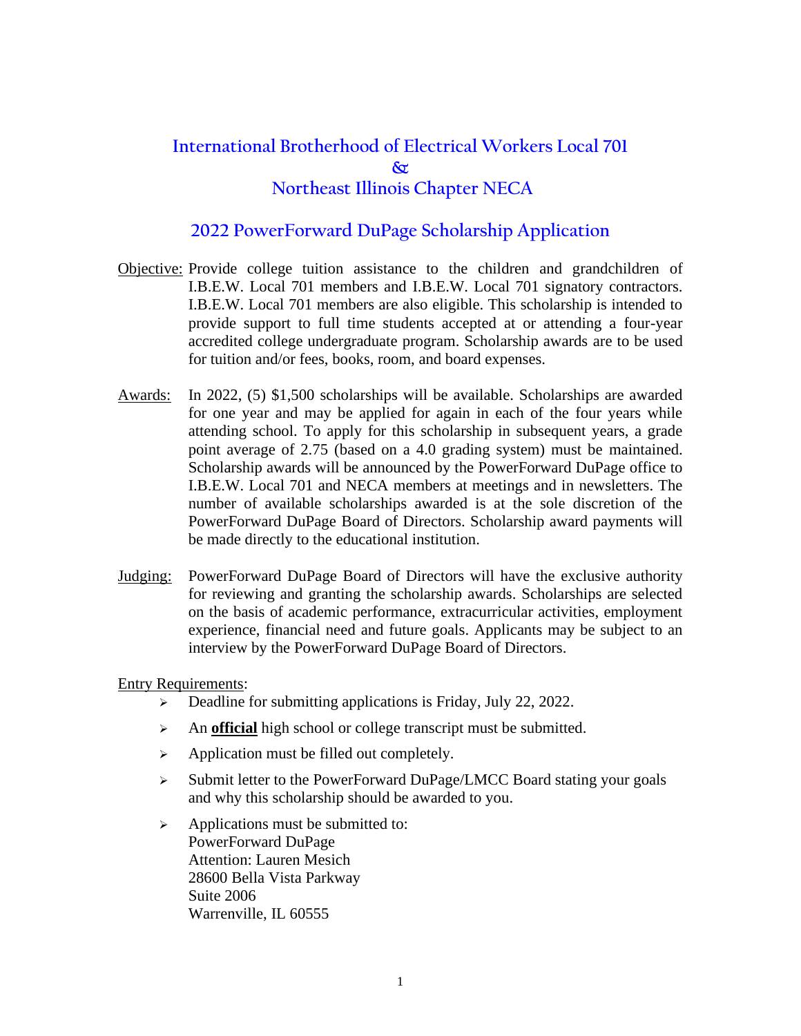# International Brotherhood of Electrical Workers Local 701
# &
# Northeast Illinois Chapter NECA

## 2022 PowerForward DuPage Scholarship Application

Objective: Provide college tuition assistance to the children and grandchildren of I.B.E.W. Local 701 members and I.B.E.W. Local 701 signatory contractors. I.B.E.W. Local 701 members are also eligible. This scholarship is intended to provide support to full time students accepted at or attending a four-year accredited college undergraduate program. Scholarship awards are to be used for tuition and/or fees, books, room, and board expenses.

Awards: In 2022, (5) $1,500 scholarships will be available. Scholarships are awarded for one year and may be applied for again in each of the four years while attending school. To apply for this scholarship in subsequent years, a grade point average of 2.75 (based on a 4.0 grading system) must be maintained. Scholarship awards will be announced by the PowerForward DuPage office to I.B.E.W. Local 701 and NECA members at meetings and in newsletters. The number of available scholarships awarded is at the sole discretion of the PowerForward DuPage Board of Directors. Scholarship award payments will be made directly to the educational institution.

Judging: PowerForward DuPage Board of Directors will have the exclusive authority for reviewing and granting the scholarship awards. Scholarships are selected on the basis of academic performance, extracurricular activities, employment experience, financial need and future goals. Applicants may be subject to an interview by the PowerForward DuPage Board of Directors.

Entry Requirements:

- Deadline for submitting applications is Friday, July 22, 2022.
- An **official** high school or college transcript must be submitted.
- Application must be filled out completely.
- Submit letter to the PowerForward DuPage/LMCC Board stating your goals and why this scholarship should be awarded to you.
- Applications must be submitted to:
  PowerForward DuPage
  Attention: Lauren Mesich
  28600 Bella Vista Parkway
  Suite 2006
  Warrenville, IL 60555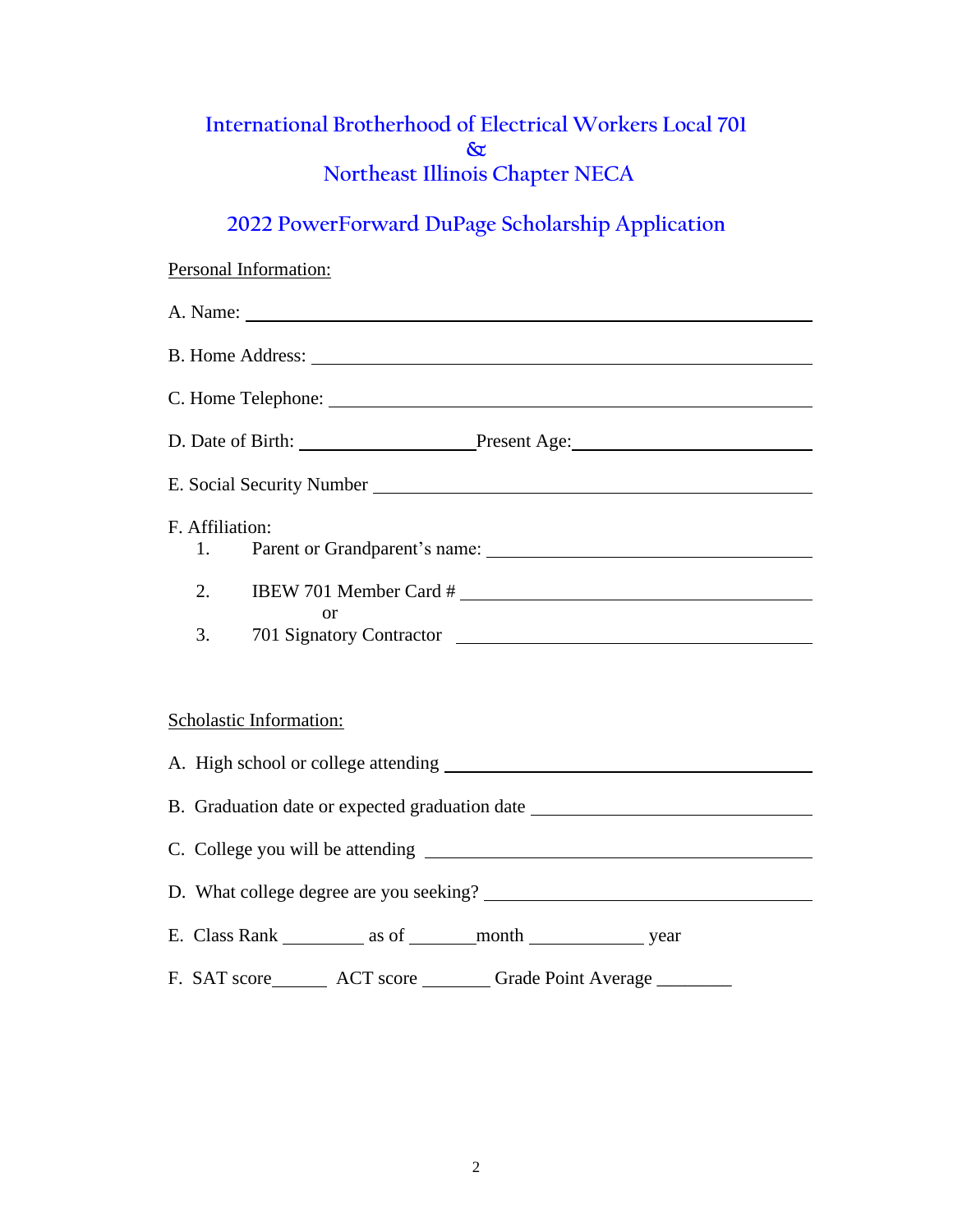# International Brotherhood of Electrical Workers Local 701
# &
# Northeast Illinois Chapter NECA

## 2022 PowerForward DuPage Scholarship Application

Personal Information:

A. Name: ______________________________________________

B. Home Address: ______________________________________________

C. Home Telephone: ______________________________________________

D. Date of Birth: __________________ Present Age: ______________________

E. Social Security Number ______________________________________________

F. Affiliation:

1. Parent or Grandparent's name: ______________________________

2. IBEW 701 Member Card # ______________________________

   or

3. 701 Signatory Contractor ______________________________

Scholastic Information:

A. High school or college attending ______________________________

B. Graduation date or expected graduation date ______________________________

C. College you will be attending ______________________________

D. What college degree are you seeking? ______________________________

E. Class Rank ________ as of _______ month ____________ year

F. SAT score______ ACT score _______ Grade Point Average ________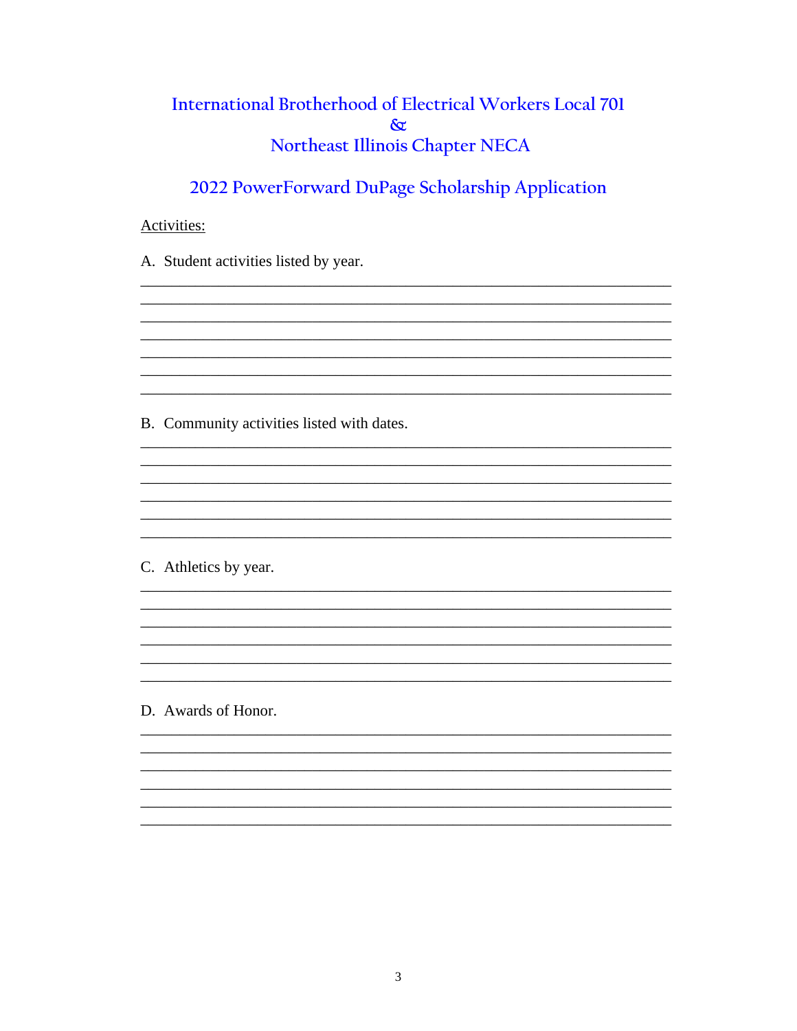# International Brotherhood of Electrical Workers Local 701
# &
# Northeast Illinois Chapter NECA

## 2022 PowerForward DuPage Scholarship Application

Activities:

A. Student activities listed by year.

_______________________________________________________________________________
_______________________________________________________________________________
_______________________________________________________________________________
_______________________________________________________________________________
_______________________________________________________________________________
_______________________________________________________________________________
_______________________________________________________________________________

B. Community activities listed with dates.

_______________________________________________________________________________
_______________________________________________________________________________
_______________________________________________________________________________
_______________________________________________________________________________
_______________________________________________________________________________
_______________________________________________________________________________

C. Athletics by year.

_______________________________________________________________________________
_______________________________________________________________________________
_______________________________________________________________________________
_______________________________________________________________________________
_______________________________________________________________________________
_______________________________________________________________________________

D. Awards of Honor.

_______________________________________________________________________________
_______________________________________________________________________________
_______________________________________________________________________________
_______________________________________________________________________________
_______________________________________________________________________________
_______________________________________________________________________________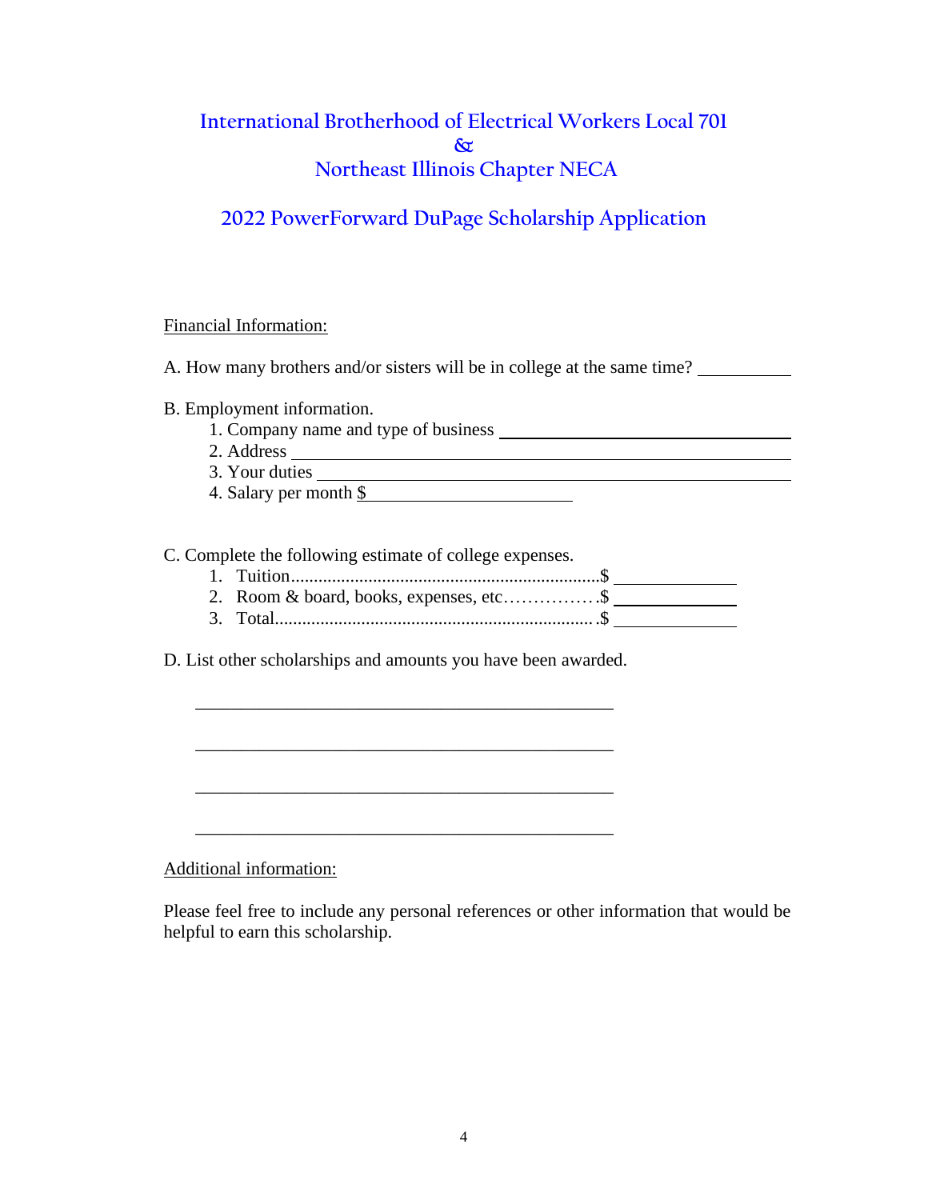# International Brotherhood of Electrical Workers Local 701
# &
# Northeast Illinois Chapter NECA

## 2022 PowerForward DuPage Scholarship Application

Financial Information:

A. How many brothers and/or sisters will be in college at the same time? __________

B. Employment information.

1. Company name and type of business ________________________________
2. Address ____________________________________________________
3. Your duties __________________________________________________
4. Salary per month $______________________

C. Complete the following estimate of college expenses.

1. Tuition....................................................................$ _____________
2. Room & board, books, expenses, etc……………..$ _____________
3. Total.......................................................................$ _____________

D. List other scholarships and amounts you have been awarded.

_______________________________________________

_______________________________________________

_______________________________________________

_______________________________________________

Additional information:

Please feel free to include any personal references or other information that would be helpful to earn this scholarship.